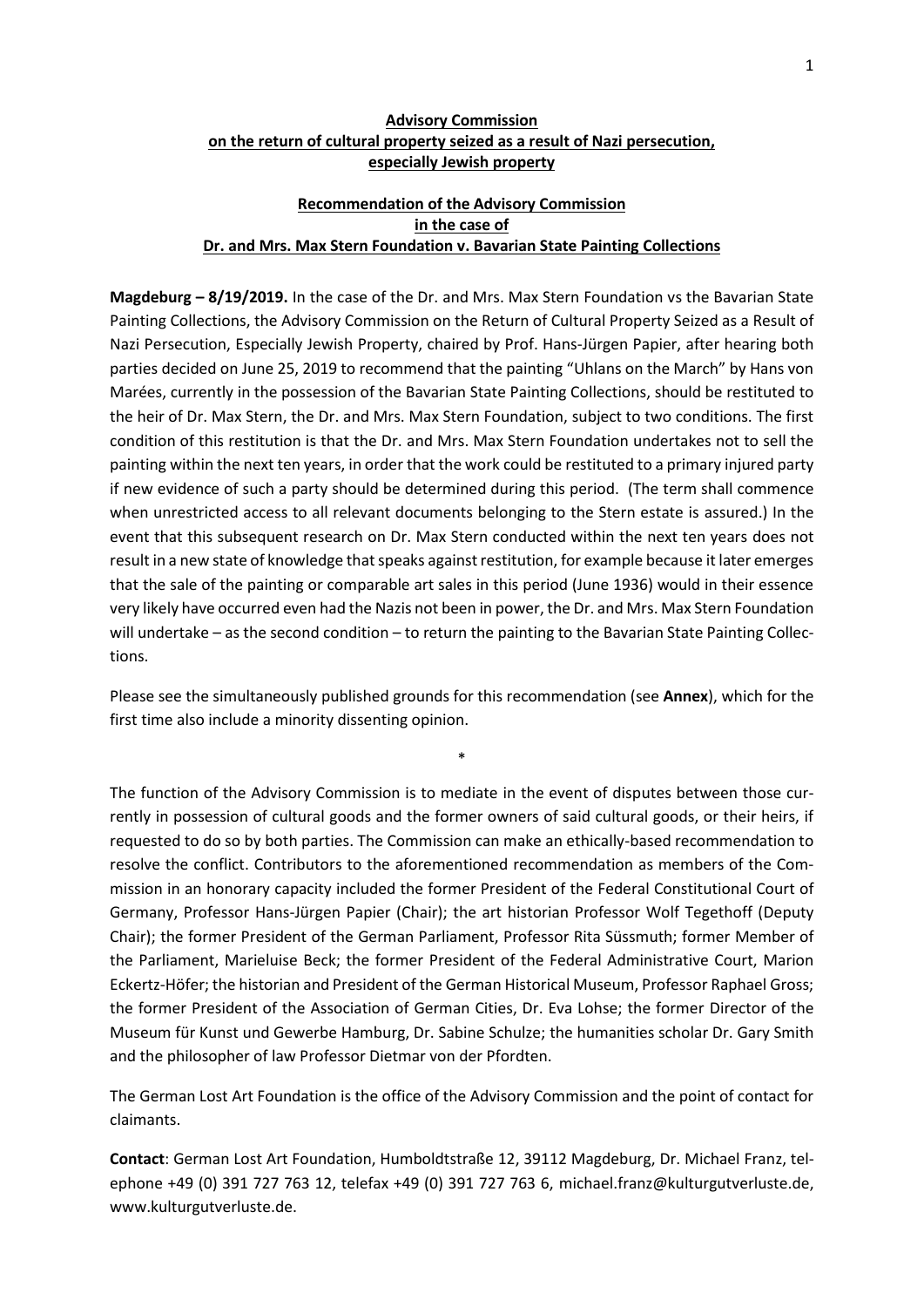**Advisory Commission**
**on the return of cultural property seized as a result of Nazi persecution, especially Jewish property**

**Recommendation of the Advisory Commission**
**in the case of**
**Dr. and Mrs. Max Stern Foundation v. Bavarian State Painting Collections**

**Magdeburg – 8/19/2019.** In the case of the Dr. and Mrs. Max Stern Foundation vs the Bavarian State Painting Collections, the Advisory Commission on the Return of Cultural Property Seized as a Result of Nazi Persecution, Especially Jewish Property, chaired by Prof. Hans-Jürgen Papier, after hearing both parties decided on June 25, 2019 to recommend that the painting "Uhlans on the March" by Hans von Marées, currently in the possession of the Bavarian State Painting Collections, should be restituted to the heir of Dr. Max Stern, the Dr. and Mrs. Max Stern Foundation, subject to two conditions. The first condition of this restitution is that the Dr. and Mrs. Max Stern Foundation undertakes not to sell the painting within the next ten years, in order that the work could be restituted to a primary injured party if new evidence of such a party should be determined during this period. (The term shall commence when unrestricted access to all relevant documents belonging to the Stern estate is assured.) In the event that this subsequent research on Dr. Max Stern conducted within the next ten years does not result in a new state of knowledge that speaks against restitution, for example because it later emerges that the sale of the painting or comparable art sales in this period (June 1936) would in their essence very likely have occurred even had the Nazis not been in power, the Dr. and Mrs. Max Stern Foundation will undertake – as the second condition – to return the painting to the Bavarian State Painting Collections.

Please see the simultaneously published grounds for this recommendation (see **Annex**), which for the first time also include a minority dissenting opinion.

\*

The function of the Advisory Commission is to mediate in the event of disputes between those currently in possession of cultural goods and the former owners of said cultural goods, or their heirs, if requested to do so by both parties. The Commission can make an ethically-based recommendation to resolve the conflict. Contributors to the aforementioned recommendation as members of the Commission in an honorary capacity included the former President of the Federal Constitutional Court of Germany, Professor Hans-Jürgen Papier (Chair); the art historian Professor Wolf Tegethoff (Deputy Chair); the former President of the German Parliament, Professor Rita Süssmuth; former Member of the Parliament, Marieluise Beck; the former President of the Federal Administrative Court, Marion Eckertz-Höfer; the historian and President of the German Historical Museum, Professor Raphael Gross; the former President of the Association of German Cities, Dr. Eva Lohse; the former Director of the Museum für Kunst und Gewerbe Hamburg, Dr. Sabine Schulze; the humanities scholar Dr. Gary Smith and the philosopher of law Professor Dietmar von der Pfordten.

The German Lost Art Foundation is the office of the Advisory Commission and the point of contact for claimants.

**Contact**: German Lost Art Foundation, Humboldtstraße 12, 39112 Magdeburg, Dr. Michael Franz, telephone +49 (0) 391 727 763 12, telefax +49 (0) 391 727 763 6, michael.franz@kulturgutverluste.de, www.kulturgutverluste.de.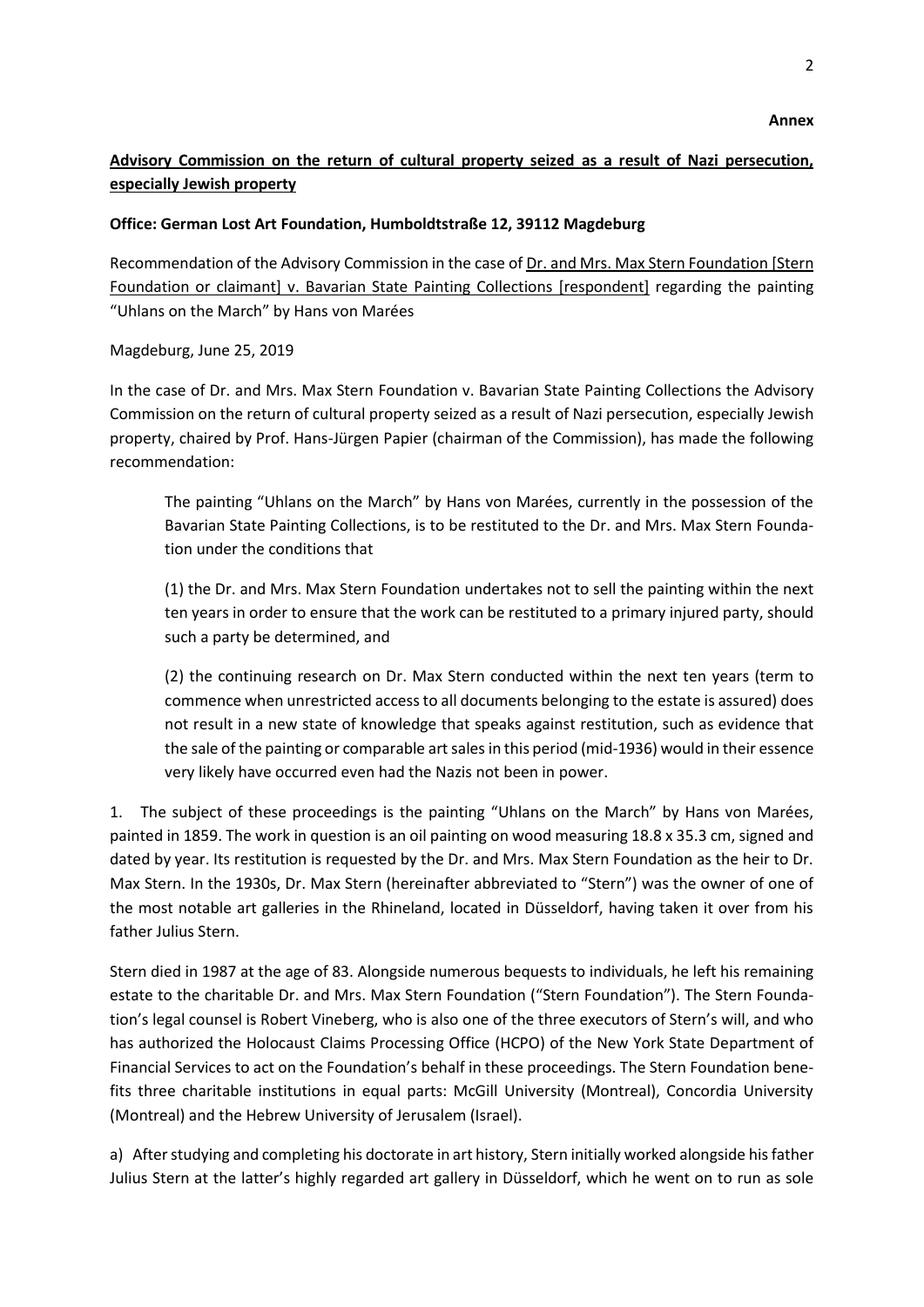**Annex**

**Advisory Commission on the return of cultural property seized as a result of Nazi persecution, especially Jewish property**

**Office: German Lost Art Foundation, Humboldtstraße 12, 39112 Magdeburg**

Recommendation of the Advisory Commission in the case of Dr. and Mrs. Max Stern Foundation [Stern Foundation or claimant] v. Bavarian State Painting Collections [respondent] regarding the painting "Uhlans on the March" by Hans von Marées

Magdeburg, June 25, 2019

In the case of Dr. and Mrs. Max Stern Foundation v. Bavarian State Painting Collections the Advisory Commission on the return of cultural property seized as a result of Nazi persecution, especially Jewish property, chaired by Prof. Hans-Jürgen Papier (chairman of the Commission), has made the following recommendation:

> The painting "Uhlans on the March" by Hans von Marées, currently in the possession of the Bavarian State Painting Collections, is to be restituted to the Dr. and Mrs. Max Stern Foundation under the conditions that
>
> (1) the Dr. and Mrs. Max Stern Foundation undertakes not to sell the painting within the next ten years in order to ensure that the work can be restituted to a primary injured party, should such a party be determined, and
>
> (2) the continuing research on Dr. Max Stern conducted within the next ten years (term to commence when unrestricted access to all documents belonging to the estate is assured) does not result in a new state of knowledge that speaks against restitution, such as evidence that the sale of the painting or comparable art sales in this period (mid-1936) would in their essence very likely have occurred even had the Nazis not been in power.

1. The subject of these proceedings is the painting "Uhlans on the March" by Hans von Marées, painted in 1859. The work in question is an oil painting on wood measuring 18.8 x 35.3 cm, signed and dated by year. Its restitution is requested by the Dr. and Mrs. Max Stern Foundation as the heir to Dr. Max Stern. In the 1930s, Dr. Max Stern (hereinafter abbreviated to "Stern") was the owner of one of the most notable art galleries in the Rhineland, located in Düsseldorf, having taken it over from his father Julius Stern.

Stern died in 1987 at the age of 83. Alongside numerous bequests to individuals, he left his remaining estate to the charitable Dr. and Mrs. Max Stern Foundation ("Stern Foundation"). The Stern Foundation's legal counsel is Robert Vineberg, who is also one of the three executors of Stern's will, and who has authorized the Holocaust Claims Processing Office (HCPO) of the New York State Department of Financial Services to act on the Foundation's behalf in these proceedings. The Stern Foundation benefits three charitable institutions in equal parts: McGill University (Montreal), Concordia University (Montreal) and the Hebrew University of Jerusalem (Israel).

a) After studying and completing his doctorate in art history, Stern initially worked alongside his father Julius Stern at the latter's highly regarded art gallery in Düsseldorf, which he went on to run as sole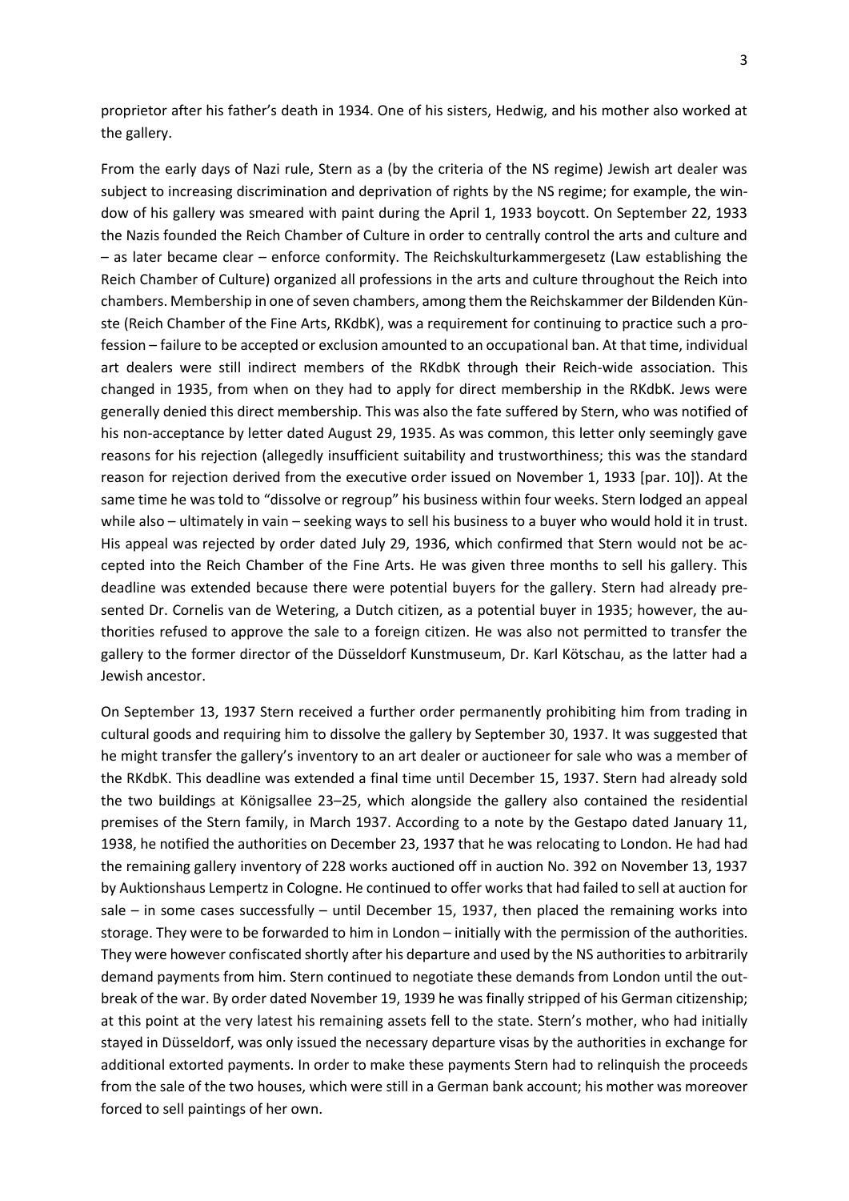proprietor after his father's death in 1934. One of his sisters, Hedwig, and his mother also worked at the gallery.

From the early days of Nazi rule, Stern as a (by the criteria of the NS regime) Jewish art dealer was subject to increasing discrimination and deprivation of rights by the NS regime; for example, the window of his gallery was smeared with paint during the April 1, 1933 boycott. On September 22, 1933 the Nazis founded the Reich Chamber of Culture in order to centrally control the arts and culture and – as later became clear – enforce conformity. The Reichskulturkammergesetz (Law establishing the Reich Chamber of Culture) organized all professions in the arts and culture throughout the Reich into chambers. Membership in one of seven chambers, among them the Reichskammer der Bildenden Künste (Reich Chamber of the Fine Arts, RKdbK), was a requirement for continuing to practice such a profession – failure to be accepted or exclusion amounted to an occupational ban. At that time, individual art dealers were still indirect members of the RKdbK through their Reich-wide association. This changed in 1935, from when on they had to apply for direct membership in the RKdbK. Jews were generally denied this direct membership. This was also the fate suffered by Stern, who was notified of his non-acceptance by letter dated August 29, 1935. As was common, this letter only seemingly gave reasons for his rejection (allegedly insufficient suitability and trustworthiness; this was the standard reason for rejection derived from the executive order issued on November 1, 1933 [par. 10]). At the same time he was told to "dissolve or regroup" his business within four weeks. Stern lodged an appeal while also – ultimately in vain – seeking ways to sell his business to a buyer who would hold it in trust. His appeal was rejected by order dated July 29, 1936, which confirmed that Stern would not be accepted into the Reich Chamber of the Fine Arts. He was given three months to sell his gallery. This deadline was extended because there were potential buyers for the gallery. Stern had already presented Dr. Cornelis van de Wetering, a Dutch citizen, as a potential buyer in 1935; however, the authorities refused to approve the sale to a foreign citizen. He was also not permitted to transfer the gallery to the former director of the Düsseldorf Kunstmuseum, Dr. Karl Kötschau, as the latter had a Jewish ancestor.

On September 13, 1937 Stern received a further order permanently prohibiting him from trading in cultural goods and requiring him to dissolve the gallery by September 30, 1937. It was suggested that he might transfer the gallery's inventory to an art dealer or auctioneer for sale who was a member of the RKdbK. This deadline was extended a final time until December 15, 1937. Stern had already sold the two buildings at Königsallee 23–25, which alongside the gallery also contained the residential premises of the Stern family, in March 1937. According to a note by the Gestapo dated January 11, 1938, he notified the authorities on December 23, 1937 that he was relocating to London. He had had the remaining gallery inventory of 228 works auctioned off in auction No. 392 on November 13, 1937 by Auktionshaus Lempertz in Cologne. He continued to offer works that had failed to sell at auction for sale – in some cases successfully – until December 15, 1937, then placed the remaining works into storage. They were to be forwarded to him in London – initially with the permission of the authorities. They were however confiscated shortly after his departure and used by the NS authorities to arbitrarily demand payments from him. Stern continued to negotiate these demands from London until the outbreak of the war. By order dated November 19, 1939 he was finally stripped of his German citizenship; at this point at the very latest his remaining assets fell to the state. Stern's mother, who had initially stayed in Düsseldorf, was only issued the necessary departure visas by the authorities in exchange for additional extorted payments. In order to make these payments Stern had to relinquish the proceeds from the sale of the two houses, which were still in a German bank account; his mother was moreover forced to sell paintings of her own.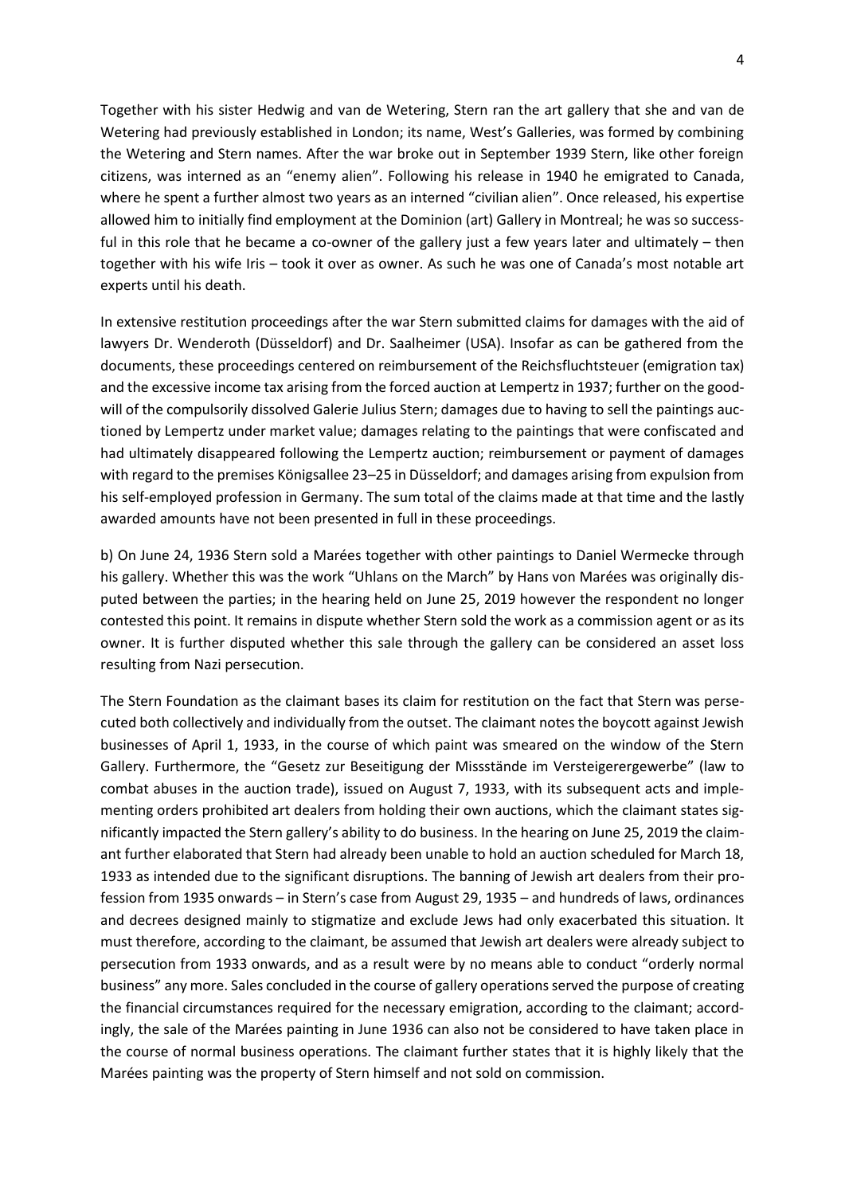Together with his sister Hedwig and van de Wetering, Stern ran the art gallery that she and van de Wetering had previously established in London; its name, West's Galleries, was formed by combining the Wetering and Stern names. After the war broke out in September 1939 Stern, like other foreign citizens, was interned as an "enemy alien". Following his release in 1940 he emigrated to Canada, where he spent a further almost two years as an interned "civilian alien". Once released, his expertise allowed him to initially find employment at the Dominion (art) Gallery in Montreal; he was so successful in this role that he became a co-owner of the gallery just a few years later and ultimately – then together with his wife Iris – took it over as owner. As such he was one of Canada's most notable art experts until his death.

In extensive restitution proceedings after the war Stern submitted claims for damages with the aid of lawyers Dr. Wenderoth (Düsseldorf) and Dr. Saalheimer (USA). Insofar as can be gathered from the documents, these proceedings centered on reimbursement of the Reichsfluchtsteuer (emigration tax) and the excessive income tax arising from the forced auction at Lempertz in 1937; further on the goodwill of the compulsorily dissolved Galerie Julius Stern; damages due to having to sell the paintings auctioned by Lempertz under market value; damages relating to the paintings that were confiscated and had ultimately disappeared following the Lempertz auction; reimbursement or payment of damages with regard to the premises Königsallee 23–25 in Düsseldorf; and damages arising from expulsion from his self-employed profession in Germany. The sum total of the claims made at that time and the lastly awarded amounts have not been presented in full in these proceedings.

b) On June 24, 1936 Stern sold a Marées together with other paintings to Daniel Wermecke through his gallery. Whether this was the work "Uhlans on the March" by Hans von Marées was originally disputed between the parties; in the hearing held on June 25, 2019 however the respondent no longer contested this point. It remains in dispute whether Stern sold the work as a commission agent or as its owner. It is further disputed whether this sale through the gallery can be considered an asset loss resulting from Nazi persecution.

The Stern Foundation as the claimant bases its claim for restitution on the fact that Stern was persecuted both collectively and individually from the outset. The claimant notes the boycott against Jewish businesses of April 1, 1933, in the course of which paint was smeared on the window of the Stern Gallery. Furthermore, the "Gesetz zur Beseitigung der Missstände im Versteigerergewerbe" (law to combat abuses in the auction trade), issued on August 7, 1933, with its subsequent acts and implementing orders prohibited art dealers from holding their own auctions, which the claimant states significantly impacted the Stern gallery's ability to do business. In the hearing on June 25, 2019 the claimant further elaborated that Stern had already been unable to hold an auction scheduled for March 18, 1933 as intended due to the significant disruptions. The banning of Jewish art dealers from their profession from 1935 onwards – in Stern's case from August 29, 1935 – and hundreds of laws, ordinances and decrees designed mainly to stigmatize and exclude Jews had only exacerbated this situation. It must therefore, according to the claimant, be assumed that Jewish art dealers were already subject to persecution from 1933 onwards, and as a result were by no means able to conduct "orderly normal business" any more. Sales concluded in the course of gallery operations served the purpose of creating the financial circumstances required for the necessary emigration, according to the claimant; accordingly, the sale of the Marées painting in June 1936 can also not be considered to have taken place in the course of normal business operations. The claimant further states that it is highly likely that the Marées painting was the property of Stern himself and not sold on commission.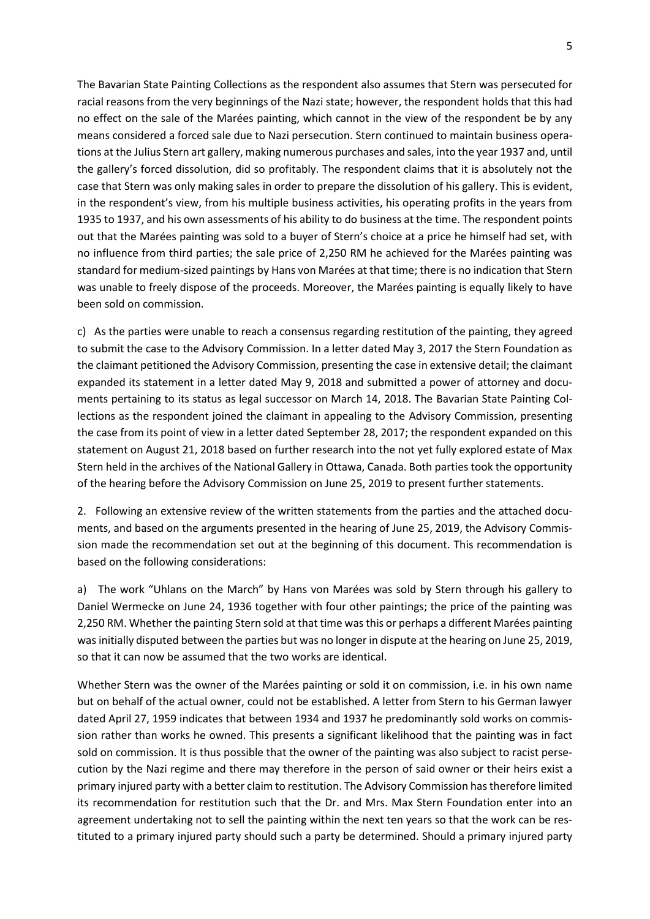The Bavarian State Painting Collections as the respondent also assumes that Stern was persecuted for racial reasons from the very beginnings of the Nazi state; however, the respondent holds that this had no effect on the sale of the Marées painting, which cannot in the view of the respondent be by any means considered a forced sale due to Nazi persecution. Stern continued to maintain business operations at the Julius Stern art gallery, making numerous purchases and sales, into the year 1937 and, until the gallery's forced dissolution, did so profitably. The respondent claims that it is absolutely not the case that Stern was only making sales in order to prepare the dissolution of his gallery. This is evident, in the respondent's view, from his multiple business activities, his operating profits in the years from 1935 to 1937, and his own assessments of his ability to do business at the time. The respondent points out that the Marées painting was sold to a buyer of Stern's choice at a price he himself had set, with no influence from third parties; the sale price of 2,250 RM he achieved for the Marées painting was standard for medium-sized paintings by Hans von Marées at that time; there is no indication that Stern was unable to freely dispose of the proceeds. Moreover, the Marées painting is equally likely to have been sold on commission.

c) As the parties were unable to reach a consensus regarding restitution of the painting, they agreed to submit the case to the Advisory Commission. In a letter dated May 3, 2017 the Stern Foundation as the claimant petitioned the Advisory Commission, presenting the case in extensive detail; the claimant expanded its statement in a letter dated May 9, 2018 and submitted a power of attorney and documents pertaining to its status as legal successor on March 14, 2018. The Bavarian State Painting Collections as the respondent joined the claimant in appealing to the Advisory Commission, presenting the case from its point of view in a letter dated September 28, 2017; the respondent expanded on this statement on August 21, 2018 based on further research into the not yet fully explored estate of Max Stern held in the archives of the National Gallery in Ottawa, Canada. Both parties took the opportunity of the hearing before the Advisory Commission on June 25, 2019 to present further statements.

2. Following an extensive review of the written statements from the parties and the attached documents, and based on the arguments presented in the hearing of June 25, 2019, the Advisory Commission made the recommendation set out at the beginning of this document. This recommendation is based on the following considerations:

a) The work "Uhlans on the March" by Hans von Marées was sold by Stern through his gallery to Daniel Wermecke on June 24, 1936 together with four other paintings; the price of the painting was 2,250 RM. Whether the painting Stern sold at that time was this or perhaps a different Marées painting was initially disputed between the parties but was no longer in dispute at the hearing on June 25, 2019, so that it can now be assumed that the two works are identical.

Whether Stern was the owner of the Marées painting or sold it on commission, i.e. in his own name but on behalf of the actual owner, could not be established. A letter from Stern to his German lawyer dated April 27, 1959 indicates that between 1934 and 1937 he predominantly sold works on commission rather than works he owned. This presents a significant likelihood that the painting was in fact sold on commission. It is thus possible that the owner of the painting was also subject to racist persecution by the Nazi regime and there may therefore in the person of said owner or their heirs exist a primary injured party with a better claim to restitution. The Advisory Commission has therefore limited its recommendation for restitution such that the Dr. and Mrs. Max Stern Foundation enter into an agreement undertaking not to sell the painting within the next ten years so that the work can be restituted to a primary injured party should such a party be determined. Should a primary injured party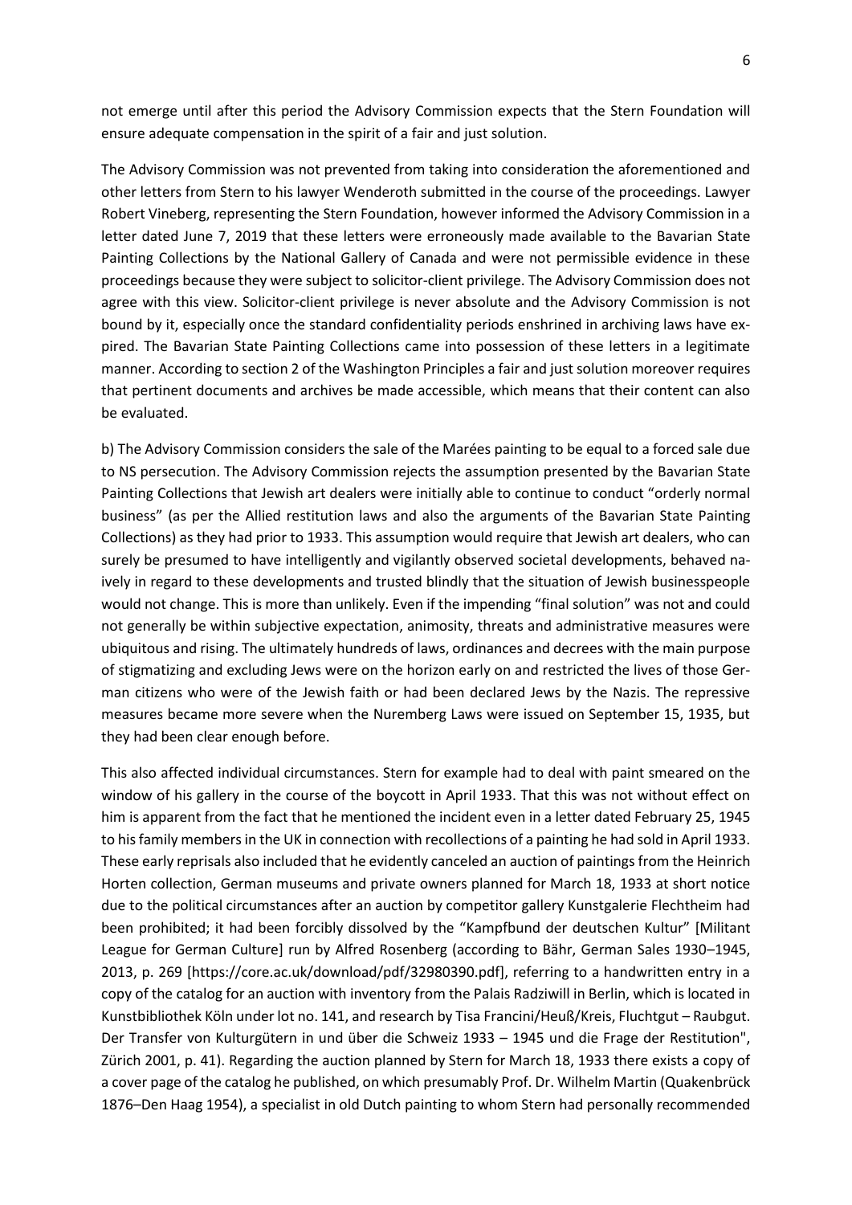not emerge until after this period the Advisory Commission expects that the Stern Foundation will ensure adequate compensation in the spirit of a fair and just solution.

The Advisory Commission was not prevented from taking into consideration the aforementioned and other letters from Stern to his lawyer Wenderoth submitted in the course of the proceedings. Lawyer Robert Vineberg, representing the Stern Foundation, however informed the Advisory Commission in a letter dated June 7, 2019 that these letters were erroneously made available to the Bavarian State Painting Collections by the National Gallery of Canada and were not permissible evidence in these proceedings because they were subject to solicitor-client privilege. The Advisory Commission does not agree with this view. Solicitor-client privilege is never absolute and the Advisory Commission is not bound by it, especially once the standard confidentiality periods enshrined in archiving laws have expired. The Bavarian State Painting Collections came into possession of these letters in a legitimate manner. According to section 2 of the Washington Principles a fair and just solution moreover requires that pertinent documents and archives be made accessible, which means that their content can also be evaluated.

b) The Advisory Commission considers the sale of the Marées painting to be equal to a forced sale due to NS persecution. The Advisory Commission rejects the assumption presented by the Bavarian State Painting Collections that Jewish art dealers were initially able to continue to conduct "orderly normal business" (as per the Allied restitution laws and also the arguments of the Bavarian State Painting Collections) as they had prior to 1933. This assumption would require that Jewish art dealers, who can surely be presumed to have intelligently and vigilantly observed societal developments, behaved naively in regard to these developments and trusted blindly that the situation of Jewish businesspeople would not change. This is more than unlikely. Even if the impending "final solution" was not and could not generally be within subjective expectation, animosity, threats and administrative measures were ubiquitous and rising. The ultimately hundreds of laws, ordinances and decrees with the main purpose of stigmatizing and excluding Jews were on the horizon early on and restricted the lives of those German citizens who were of the Jewish faith or had been declared Jews by the Nazis. The repressive measures became more severe when the Nuremberg Laws were issued on September 15, 1935, but they had been clear enough before.

This also affected individual circumstances. Stern for example had to deal with paint smeared on the window of his gallery in the course of the boycott in April 1933. That this was not without effect on him is apparent from the fact that he mentioned the incident even in a letter dated February 25, 1945 to his family members in the UK in connection with recollections of a painting he had sold in April 1933. These early reprisals also included that he evidently canceled an auction of paintings from the Heinrich Horten collection, German museums and private owners planned for March 18, 1933 at short notice due to the political circumstances after an auction by competitor gallery Kunstgalerie Flechtheim had been prohibited; it had been forcibly dissolved by the "Kampfbund der deutschen Kultur" [Militant League for German Culture] run by Alfred Rosenberg (according to Bähr, German Sales 1930–1945, 2013, p. 269 [https://core.ac.uk/download/pdf/32980390.pdf], referring to a handwritten entry in a copy of the catalog for an auction with inventory from the Palais Radziwill in Berlin, which is located in Kunstbibliothek Köln under lot no. 141, and research by Tisa Francini/Heuß/Kreis, Fluchtgut – Raubgut. Der Transfer von Kulturgütern in und über die Schweiz 1933 – 1945 und die Frage der Restitution", Zürich 2001, p. 41). Regarding the auction planned by Stern for March 18, 1933 there exists a copy of a cover page of the catalog he published, on which presumably Prof. Dr. Wilhelm Martin (Quakenbrück 1876–Den Haag 1954), a specialist in old Dutch painting to whom Stern had personally recommended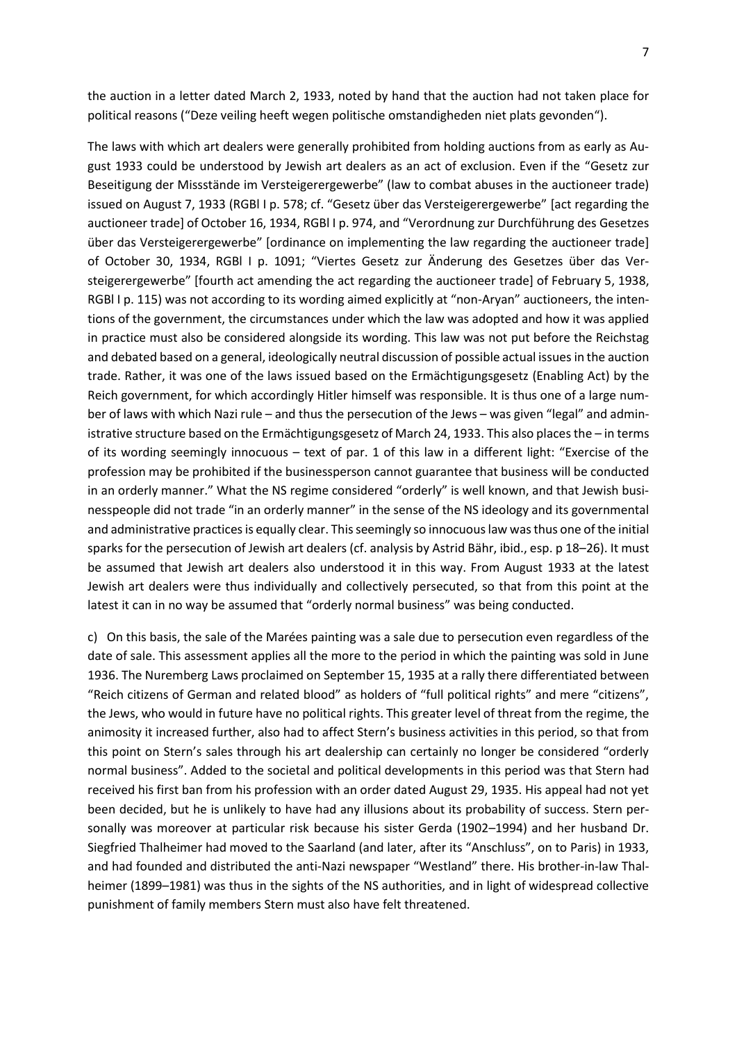the auction in a letter dated March 2, 1933, noted by hand that the auction had not taken place for political reasons (“Deze veiling heeft wegen politische omstandigheden niet plats gevonden“).

The laws with which art dealers were generally prohibited from holding auctions from as early as August 1933 could be understood by Jewish art dealers as an act of exclusion. Even if the “Gesetz zur Beseitigung der Missstände im Versteigerergewerbe” (law to combat abuses in the auctioneer trade) issued on August 7, 1933 (RGBl I p. 578; cf. “Gesetz über das Versteigerergewerbe” [act regarding the auctioneer trade] of October 16, 1934, RGBl I p. 974, and “Verordnung zur Durchführung des Gesetzes über das Versteigerergewerbe” [ordinance on implementing the law regarding the auctioneer trade] of October 30, 1934, RGBl I p. 1091; “Viertes Gesetz zur Änderung des Gesetzes über das Versteigerergewerbe” [fourth act amending the act regarding the auctioneer trade] of February 5, 1938, RGBl I p. 115) was not according to its wording aimed explicitly at “non-Aryan” auctioneers, the intentions of the government, the circumstances under which the law was adopted and how it was applied in practice must also be considered alongside its wording. This law was not put before the Reichstag and debated based on a general, ideologically neutral discussion of possible actual issues in the auction trade. Rather, it was one of the laws issued based on the Ermächtigungsgesetz (Enabling Act) by the Reich government, for which accordingly Hitler himself was responsible. It is thus one of a large number of laws with which Nazi rule – and thus the persecution of the Jews – was given “legal” and administrative structure based on the Ermächtigungsgesetz of March 24, 1933. This also places the – in terms of its wording seemingly innocuous – text of par. 1 of this law in a different light: “Exercise of the profession may be prohibited if the businessperson cannot guarantee that business will be conducted in an orderly manner.” What the NS regime considered “orderly” is well known, and that Jewish businesspeople did not trade “in an orderly manner” in the sense of the NS ideology and its governmental and administrative practices is equally clear. This seemingly so innocuous law was thus one of the initial sparks for the persecution of Jewish art dealers (cf. analysis by Astrid Bähr, ibid., esp. p 18–26). It must be assumed that Jewish art dealers also understood it in this way. From August 1933 at the latest Jewish art dealers were thus individually and collectively persecuted, so that from this point at the latest it can in no way be assumed that “orderly normal business” was being conducted.

c) On this basis, the sale of the Marées painting was a sale due to persecution even regardless of the date of sale. This assessment applies all the more to the period in which the painting was sold in June 1936. The Nuremberg Laws proclaimed on September 15, 1935 at a rally there differentiated between “Reich citizens of German and related blood” as holders of “full political rights” and mere “citizens”, the Jews, who would in future have no political rights. This greater level of threat from the regime, the animosity it increased further, also had to affect Stern’s business activities in this period, so that from this point on Stern’s sales through his art dealership can certainly no longer be considered “orderly normal business”. Added to the societal and political developments in this period was that Stern had received his first ban from his profession with an order dated August 29, 1935. His appeal had not yet been decided, but he is unlikely to have had any illusions about its probability of success. Stern personally was moreover at particular risk because his sister Gerda (1902–1994) and her husband Dr. Siegfried Thalheimer had moved to the Saarland (and later, after its “Anschluss”, on to Paris) in 1933, and had founded and distributed the anti-Nazi newspaper “Westland” there. His brother-in-law Thalheimer (1899–1981) was thus in the sights of the NS authorities, and in light of widespread collective punishment of family members Stern must also have felt threatened.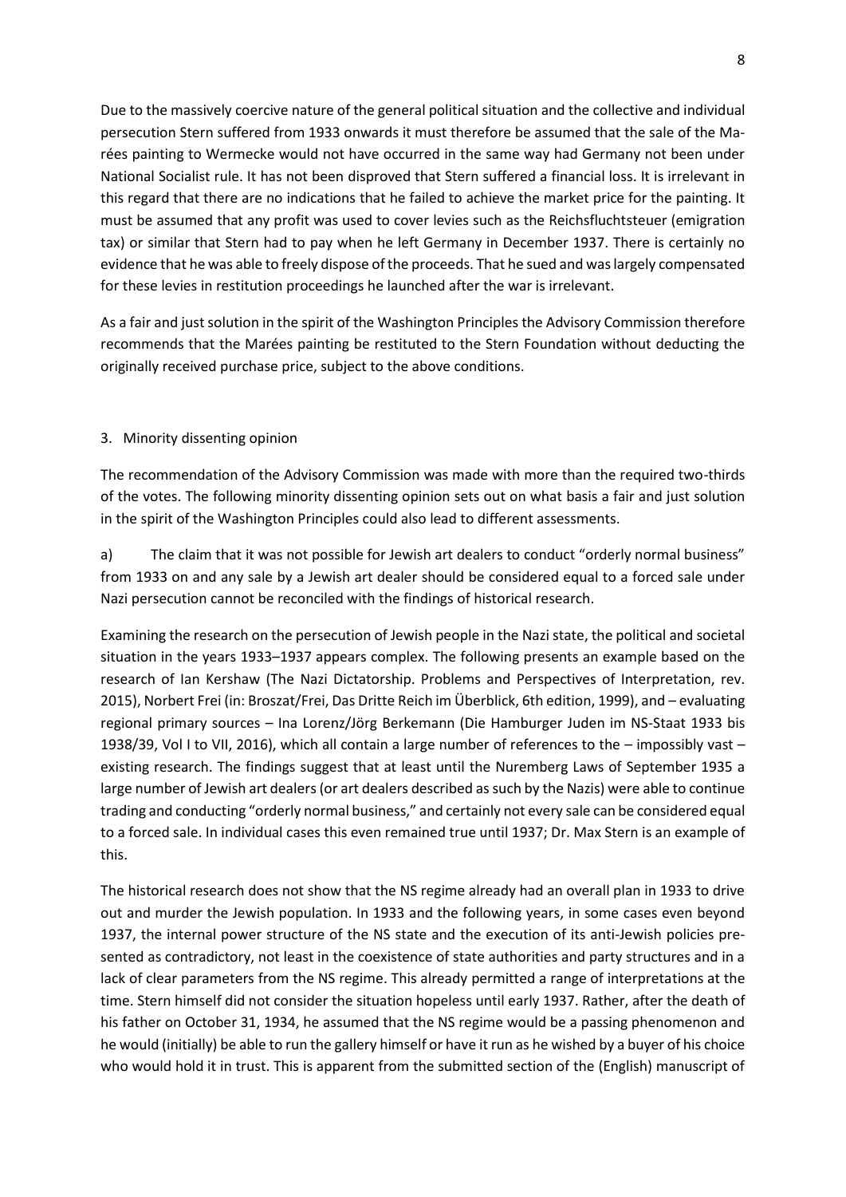Due to the massively coercive nature of the general political situation and the collective and individual persecution Stern suffered from 1933 onwards it must therefore be assumed that the sale of the Marées painting to Wermecke would not have occurred in the same way had Germany not been under National Socialist rule. It has not been disproved that Stern suffered a financial loss. It is irrelevant in this regard that there are no indications that he failed to achieve the market price for the painting. It must be assumed that any profit was used to cover levies such as the Reichsfluchtsteuer (emigration tax) or similar that Stern had to pay when he left Germany in December 1937. There is certainly no evidence that he was able to freely dispose of the proceeds. That he sued and was largely compensated for these levies in restitution proceedings he launched after the war is irrelevant.

As a fair and just solution in the spirit of the Washington Principles the Advisory Commission therefore recommends that the Marées painting be restituted to the Stern Foundation without deducting the originally received purchase price, subject to the above conditions.

## 3. Minority dissenting opinion

The recommendation of the Advisory Commission was made with more than the required two-thirds of the votes. The following minority dissenting opinion sets out on what basis a fair and just solution in the spirit of the Washington Principles could also lead to different assessments.

a) The claim that it was not possible for Jewish art dealers to conduct "orderly normal business" from 1933 on and any sale by a Jewish art dealer should be considered equal to a forced sale under Nazi persecution cannot be reconciled with the findings of historical research.

Examining the research on the persecution of Jewish people in the Nazi state, the political and societal situation in the years 1933–1937 appears complex. The following presents an example based on the research of Ian Kershaw (The Nazi Dictatorship. Problems and Perspectives of Interpretation, rev. 2015), Norbert Frei (in: Broszat/Frei, Das Dritte Reich im Überblick, 6th edition, 1999), and – evaluating regional primary sources – Ina Lorenz/Jörg Berkemann (Die Hamburger Juden im NS-Staat 1933 bis 1938/39, Vol I to VII, 2016), which all contain a large number of references to the – impossibly vast – existing research. The findings suggest that at least until the Nuremberg Laws of September 1935 a large number of Jewish art dealers (or art dealers described as such by the Nazis) were able to continue trading and conducting "orderly normal business," and certainly not every sale can be considered equal to a forced sale. In individual cases this even remained true until 1937; Dr. Max Stern is an example of this.

The historical research does not show that the NS regime already had an overall plan in 1933 to drive out and murder the Jewish population. In 1933 and the following years, in some cases even beyond 1937, the internal power structure of the NS state and the execution of its anti-Jewish policies presented as contradictory, not least in the coexistence of state authorities and party structures and in a lack of clear parameters from the NS regime. This already permitted a range of interpretations at the time. Stern himself did not consider the situation hopeless until early 1937. Rather, after the death of his father on October 31, 1934, he assumed that the NS regime would be a passing phenomenon and he would (initially) be able to run the gallery himself or have it run as he wished by a buyer of his choice who would hold it in trust. This is apparent from the submitted section of the (English) manuscript of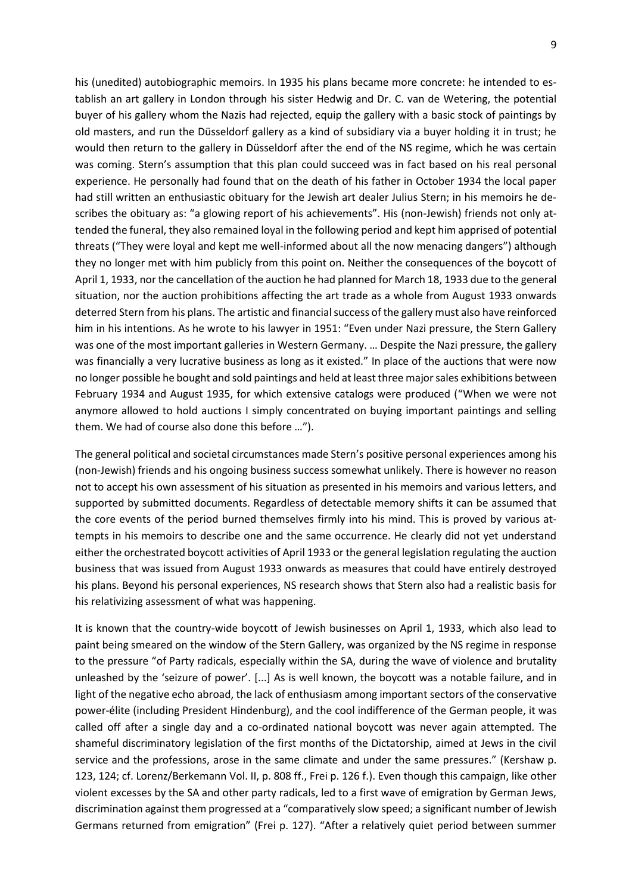his (unedited) autobiographic memoirs. In 1935 his plans became more concrete: he intended to establish an art gallery in London through his sister Hedwig and Dr. C. van de Wetering, the potential buyer of his gallery whom the Nazis had rejected, equip the gallery with a basic stock of paintings by old masters, and run the Düsseldorf gallery as a kind of subsidiary via a buyer holding it in trust; he would then return to the gallery in Düsseldorf after the end of the NS regime, which he was certain was coming. Stern's assumption that this plan could succeed was in fact based on his real personal experience. He personally had found that on the death of his father in October 1934 the local paper had still written an enthusiastic obituary for the Jewish art dealer Julius Stern; in his memoirs he describes the obituary as: "a glowing report of his achievements". His (non-Jewish) friends not only attended the funeral, they also remained loyal in the following period and kept him apprised of potential threats ("They were loyal and kept me well-informed about all the now menacing dangers") although they no longer met with him publicly from this point on. Neither the consequences of the boycott of April 1, 1933, nor the cancellation of the auction he had planned for March 18, 1933 due to the general situation, nor the auction prohibitions affecting the art trade as a whole from August 1933 onwards deterred Stern from his plans. The artistic and financial success of the gallery must also have reinforced him in his intentions. As he wrote to his lawyer in 1951: "Even under Nazi pressure, the Stern Gallery was one of the most important galleries in Western Germany. … Despite the Nazi pressure, the gallery was financially a very lucrative business as long as it existed." In place of the auctions that were now no longer possible he bought and sold paintings and held at least three major sales exhibitions between February 1934 and August 1935, for which extensive catalogs were produced ("When we were not anymore allowed to hold auctions I simply concentrated on buying important paintings and selling them. We had of course also done this before …").

The general political and societal circumstances made Stern's positive personal experiences among his (non-Jewish) friends and his ongoing business success somewhat unlikely. There is however no reason not to accept his own assessment of his situation as presented in his memoirs and various letters, and supported by submitted documents. Regardless of detectable memory shifts it can be assumed that the core events of the period burned themselves firmly into his mind. This is proved by various attempts in his memoirs to describe one and the same occurrence. He clearly did not yet understand either the orchestrated boycott activities of April 1933 or the general legislation regulating the auction business that was issued from August 1933 onwards as measures that could have entirely destroyed his plans. Beyond his personal experiences, NS research shows that Stern also had a realistic basis for his relativizing assessment of what was happening.

It is known that the country-wide boycott of Jewish businesses on April 1, 1933, which also lead to paint being smeared on the window of the Stern Gallery, was organized by the NS regime in response to the pressure "of Party radicals, especially within the SA, during the wave of violence and brutality unleashed by the 'seizure of power'. [...] As is well known, the boycott was a notable failure, and in light of the negative echo abroad, the lack of enthusiasm among important sectors of the conservative power-élite (including President Hindenburg), and the cool indifference of the German people, it was called off after a single day and a co-ordinated national boycott was never again attempted. The shameful discriminatory legislation of the first months of the Dictatorship, aimed at Jews in the civil service and the professions, arose in the same climate and under the same pressures." (Kershaw p. 123, 124; cf. Lorenz/Berkemann Vol. II, p. 808 ff., Frei p. 126 f.). Even though this campaign, like other violent excesses by the SA and other party radicals, led to a first wave of emigration by German Jews, discrimination against them progressed at a "comparatively slow speed; a significant number of Jewish Germans returned from emigration" (Frei p. 127). "After a relatively quiet period between summer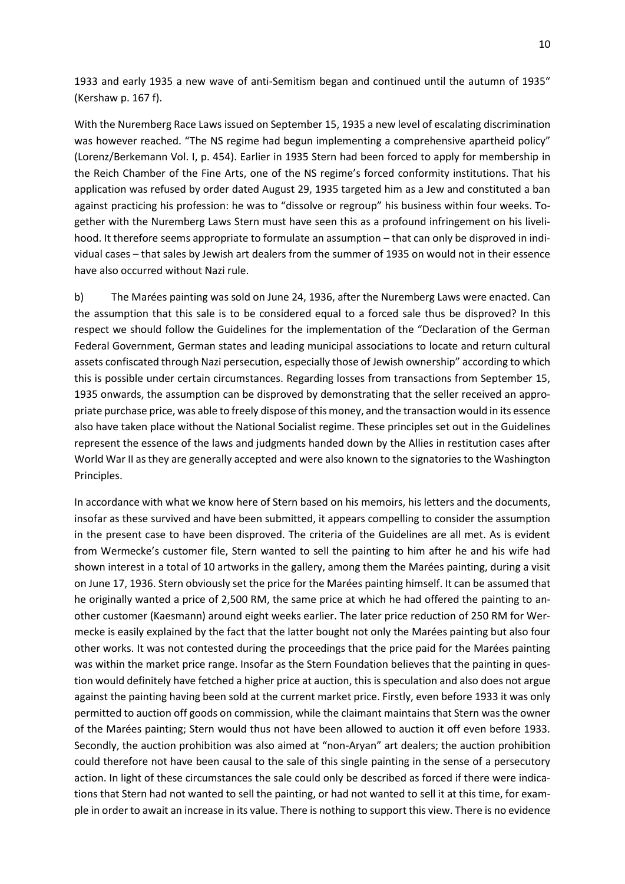1933 and early 1935 a new wave of anti-Semitism began and continued until the autumn of 1935" (Kershaw p. 167 f).

With the Nuremberg Race Laws issued on September 15, 1935 a new level of escalating discrimination was however reached. "The NS regime had begun implementing a comprehensive apartheid policy" (Lorenz/Berkemann Vol. I, p. 454). Earlier in 1935 Stern had been forced to apply for membership in the Reich Chamber of the Fine Arts, one of the NS regime's forced conformity institutions. That his application was refused by order dated August 29, 1935 targeted him as a Jew and constituted a ban against practicing his profession: he was to "dissolve or regroup" his business within four weeks. Together with the Nuremberg Laws Stern must have seen this as a profound infringement on his livelihood. It therefore seems appropriate to formulate an assumption – that can only be disproved in individual cases – that sales by Jewish art dealers from the summer of 1935 on would not in their essence have also occurred without Nazi rule.

b) The Marées painting was sold on June 24, 1936, after the Nuremberg Laws were enacted. Can the assumption that this sale is to be considered equal to a forced sale thus be disproved? In this respect we should follow the Guidelines for the implementation of the "Declaration of the German Federal Government, German states and leading municipal associations to locate and return cultural assets confiscated through Nazi persecution, especially those of Jewish ownership" according to which this is possible under certain circumstances. Regarding losses from transactions from September 15, 1935 onwards, the assumption can be disproved by demonstrating that the seller received an appropriate purchase price, was able to freely dispose of this money, and the transaction would in its essence also have taken place without the National Socialist regime. These principles set out in the Guidelines represent the essence of the laws and judgments handed down by the Allies in restitution cases after World War II as they are generally accepted and were also known to the signatories to the Washington Principles.

In accordance with what we know here of Stern based on his memoirs, his letters and the documents, insofar as these survived and have been submitted, it appears compelling to consider the assumption in the present case to have been disproved. The criteria of the Guidelines are all met. As is evident from Wermecke's customer file, Stern wanted to sell the painting to him after he and his wife had shown interest in a total of 10 artworks in the gallery, among them the Marées painting, during a visit on June 17, 1936. Stern obviously set the price for the Marées painting himself. It can be assumed that he originally wanted a price of 2,500 RM, the same price at which he had offered the painting to another customer (Kaesmann) around eight weeks earlier. The later price reduction of 250 RM for Wermecke is easily explained by the fact that the latter bought not only the Marées painting but also four other works. It was not contested during the proceedings that the price paid for the Marées painting was within the market price range. Insofar as the Stern Foundation believes that the painting in question would definitely have fetched a higher price at auction, this is speculation and also does not argue against the painting having been sold at the current market price. Firstly, even before 1933 it was only permitted to auction off goods on commission, while the claimant maintains that Stern was the owner of the Marées painting; Stern would thus not have been allowed to auction it off even before 1933. Secondly, the auction prohibition was also aimed at "non-Aryan" art dealers; the auction prohibition could therefore not have been causal to the sale of this single painting in the sense of a persecutory action. In light of these circumstances the sale could only be described as forced if there were indications that Stern had not wanted to sell the painting, or had not wanted to sell it at this time, for example in order to await an increase in its value. There is nothing to support this view. There is no evidence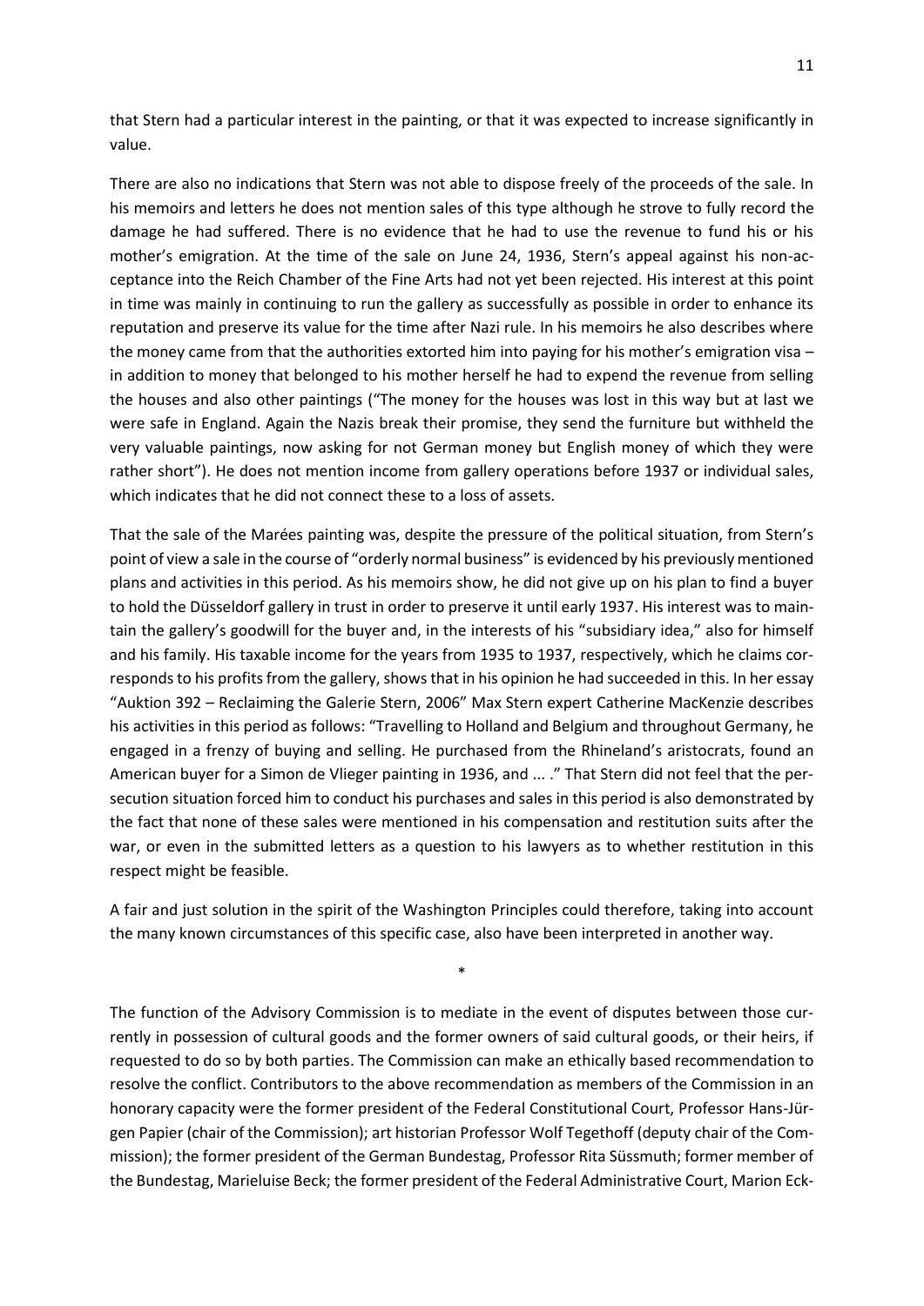that Stern had a particular interest in the painting, or that it was expected to increase significantly in value.

There are also no indications that Stern was not able to dispose freely of the proceeds of the sale. In his memoirs and letters he does not mention sales of this type although he strove to fully record the damage he had suffered. There is no evidence that he had to use the revenue to fund his or his mother's emigration. At the time of the sale on June 24, 1936, Stern's appeal against his non-acceptance into the Reich Chamber of the Fine Arts had not yet been rejected. His interest at this point in time was mainly in continuing to run the gallery as successfully as possible in order to enhance its reputation and preserve its value for the time after Nazi rule. In his memoirs he also describes where the money came from that the authorities extorted him into paying for his mother's emigration visa – in addition to money that belonged to his mother herself he had to expend the revenue from selling the houses and also other paintings ("The money for the houses was lost in this way but at last we were safe in England. Again the Nazis break their promise, they send the furniture but withheld the very valuable paintings, now asking for not German money but English money of which they were rather short"). He does not mention income from gallery operations before 1937 or individual sales, which indicates that he did not connect these to a loss of assets.

That the sale of the Marées painting was, despite the pressure of the political situation, from Stern's point of view a sale in the course of "orderly normal business" is evidenced by his previously mentioned plans and activities in this period. As his memoirs show, he did not give up on his plan to find a buyer to hold the Düsseldorf gallery in trust in order to preserve it until early 1937. His interest was to maintain the gallery's goodwill for the buyer and, in the interests of his "subsidiary idea," also for himself and his family. His taxable income for the years from 1935 to 1937, respectively, which he claims corresponds to his profits from the gallery, shows that in his opinion he had succeeded in this. In her essay "Auktion 392 – Reclaiming the Galerie Stern, 2006" Max Stern expert Catherine MacKenzie describes his activities in this period as follows: "Travelling to Holland and Belgium and throughout Germany, he engaged in a frenzy of buying and selling. He purchased from the Rhineland's aristocrats, found an American buyer for a Simon de Vlieger painting in 1936, and ... ." That Stern did not feel that the persecution situation forced him to conduct his purchases and sales in this period is also demonstrated by the fact that none of these sales were mentioned in his compensation and restitution suits after the war, or even in the submitted letters as a question to his lawyers as to whether restitution in this respect might be feasible.

A fair and just solution in the spirit of the Washington Principles could therefore, taking into account the many known circumstances of this specific case, also have been interpreted in another way.

*

The function of the Advisory Commission is to mediate in the event of disputes between those currently in possession of cultural goods and the former owners of said cultural goods, or their heirs, if requested to do so by both parties. The Commission can make an ethically based recommendation to resolve the conflict. Contributors to the above recommendation as members of the Commission in an honorary capacity were the former president of the Federal Constitutional Court, Professor Hans-Jürgen Papier (chair of the Commission); art historian Professor Wolf Tegethoff (deputy chair of the Commission); the former president of the German Bundestag, Professor Rita Süssmuth; former member of the Bundestag, Marieluise Beck; the former president of the Federal Administrative Court, Marion Eck-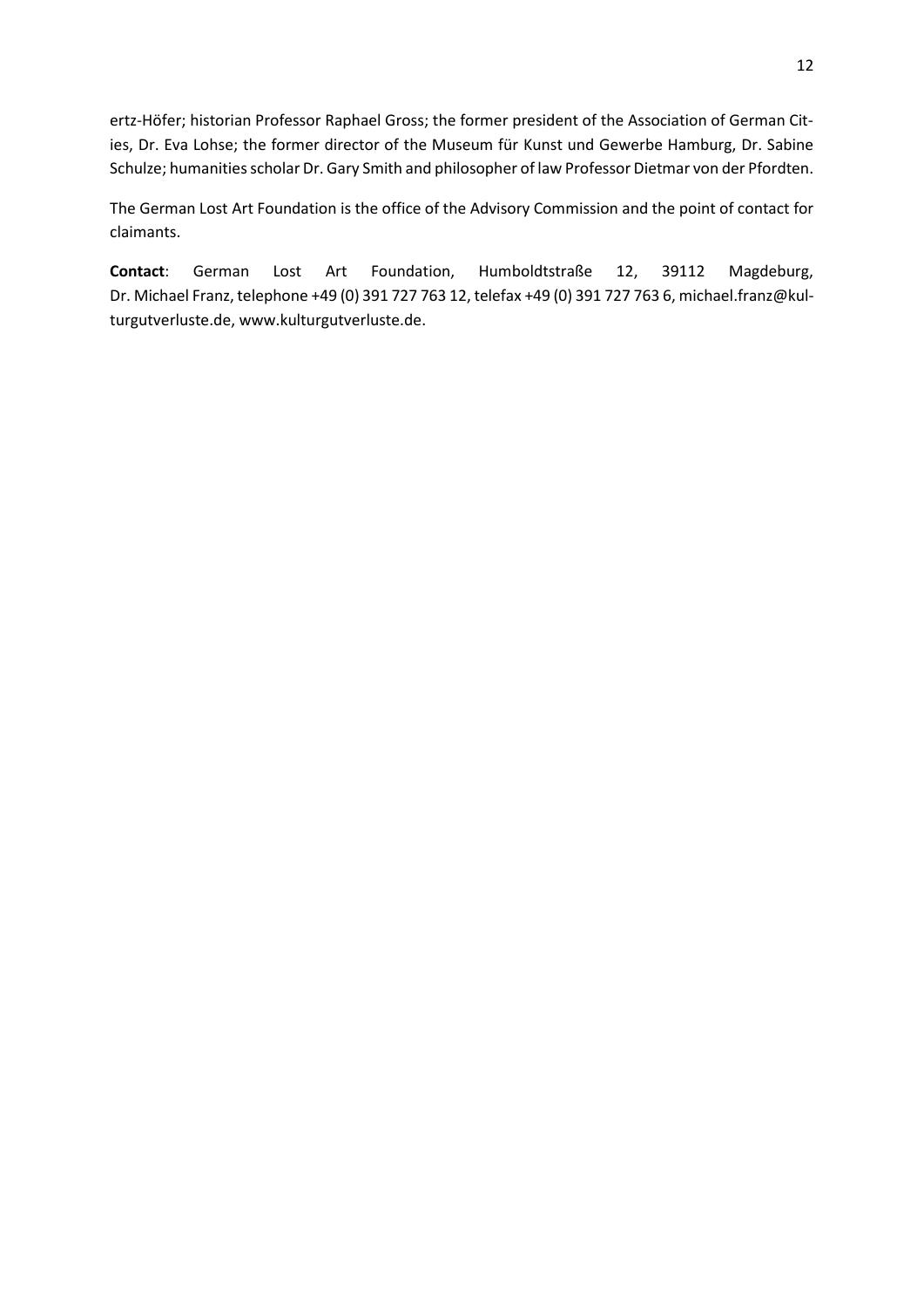ertz-Höfer; historian Professor Raphael Gross; the former president of the Association of German Cities, Dr. Eva Lohse; the former director of the Museum für Kunst und Gewerbe Hamburg, Dr. Sabine Schulze; humanities scholar Dr. Gary Smith and philosopher of law Professor Dietmar von der Pfordten.

The German Lost Art Foundation is the office of the Advisory Commission and the point of contact for claimants.

**Contact**: German Lost Art Foundation, Humboldtstraße 12, 39112 Magdeburg, Dr. Michael Franz, telephone +49 (0) 391 727 763 12, telefax +49 (0) 391 727 763 6, michael.franz@kulturgutverluste.de, www.kulturgutverluste.de.